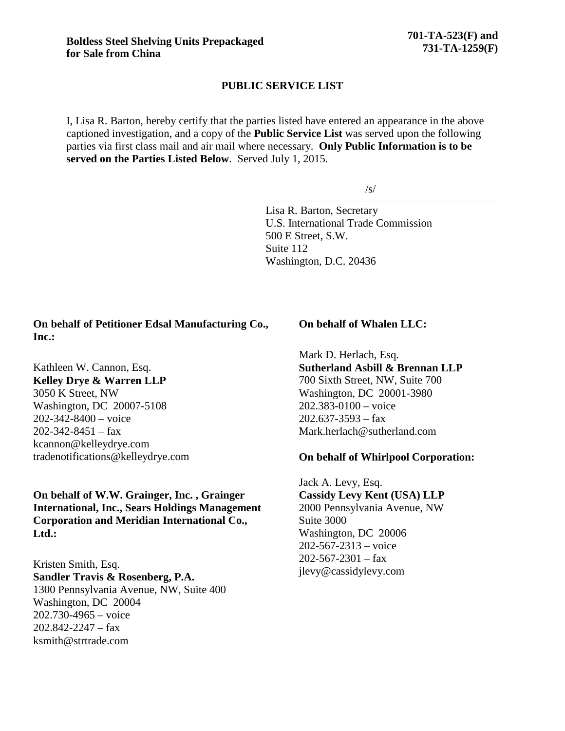**Boltless Steel Shelving Units Prepackaged for Sale from China**

**701-TA-523(F) and 731-TA-1259(F)**

## PUBLIC SERVICE LIST

I, Lisa R. Barton, hereby certify that the parties listed have entered an appearance in the above captioned investigation, and a copy of the **Public Service List** was served upon the following parties via first class mail and air mail where necessary. **Only Public Information is to be served on the Parties Listed Below**. Served July 1, 2015.

/s/

Lisa R. Barton, Secretary
U.S. International Trade Commission
500 E Street, S.W.
Suite 112
Washington, D.C. 20436

**On behalf of Petitioner Edsal Manufacturing Co., Inc.:**

Kathleen W. Cannon, Esq.
**Kelley Drye & Warren LLP**
3050 K Street, NW
Washington, DC 20007-5108
202-342-8400 – voice
202-342-8451 – fax
kcannon@kelleydrye.com
tradenotifications@kelleydrye.com

**On behalf of W.W. Grainger, Inc. , Grainger International, Inc., Sears Holdings Management Corporation and Meridian International Co., Ltd.:**

Kristen Smith, Esq.
**Sandler Travis & Rosenberg, P.A.**
1300 Pennsylvania Avenue, NW, Suite 400
Washington, DC 20004
202.730-4965 – voice
202.842-2247 – fax
ksmith@strtrade.com

**On behalf of Whalen LLC:**

Mark D. Herlach, Esq.
**Sutherland Asbill & Brennan LLP**
700 Sixth Street, NW, Suite 700
Washington, DC 20001-3980
202.383-0100 – voice
202.637-3593 – fax
Mark.herlach@sutherland.com

**On behalf of Whirlpool Corporation:**

Jack A. Levy, Esq.
**Cassidy Levy Kent (USA) LLP**
2000 Pennsylvania Avenue, NW
Suite 3000
Washington, DC 20006
202-567-2313 – voice
202-567-2301 – fax
jlevy@cassidylevy.com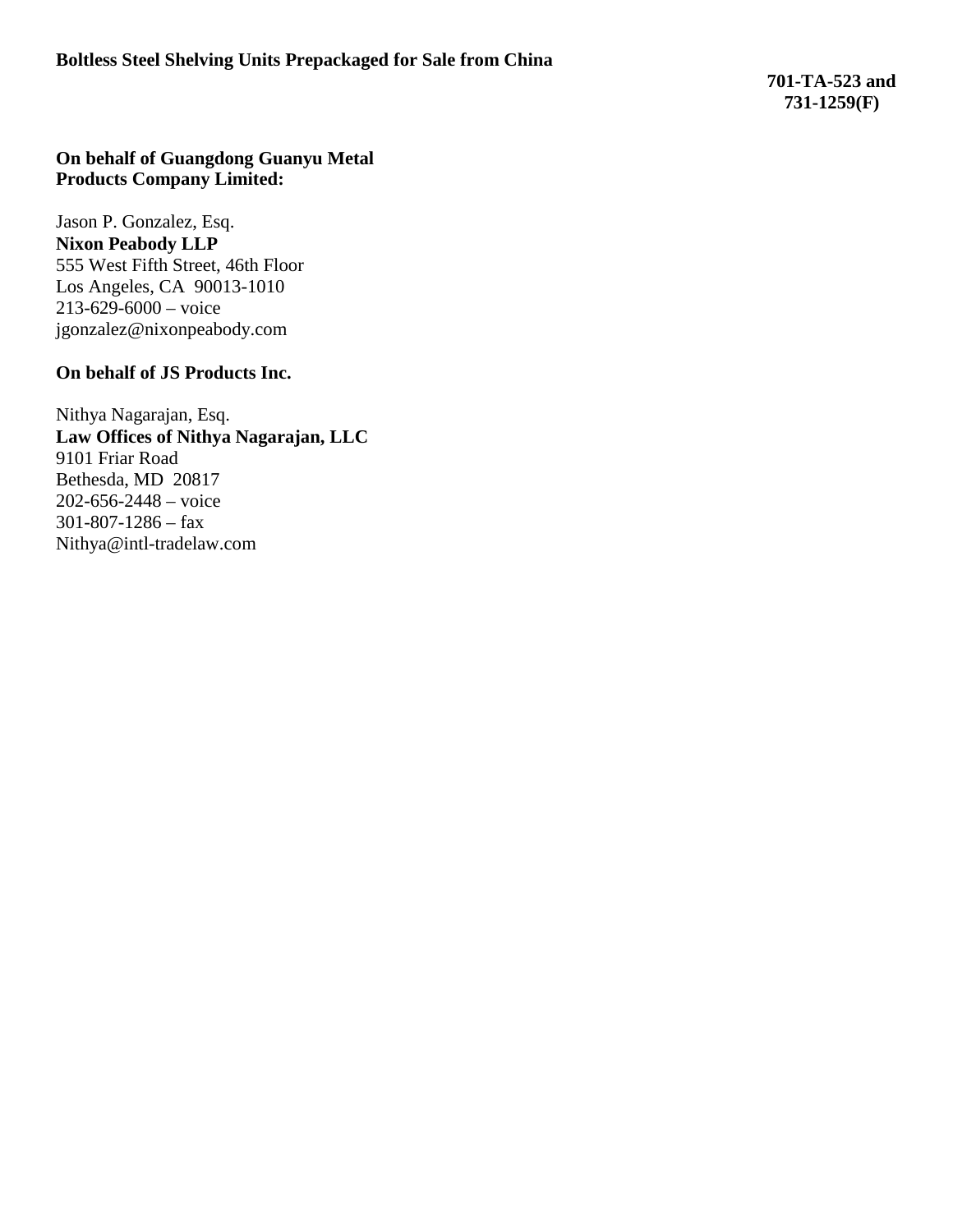**Boltless Steel Shelving Units Prepackaged for Sale from China**

**701-TA-523 and 731-1259(F)**

**On behalf of Guangdong Guanyu Metal Products Company Limited:**

Jason P. Gonzalez, Esq.
**Nixon Peabody LLP**
555 West Fifth Street, 46th Floor
Los Angeles, CA 90013-1010
213-629-6000 – voice
jgonzalez@nixonpeabody.com

**On behalf of JS Products Inc.**

Nithya Nagarajan, Esq.
**Law Offices of Nithya Nagarajan, LLC**
9101 Friar Road
Bethesda, MD 20817
202-656-2448 – voice
301-807-1286 – fax
Nithya@intl-tradelaw.com